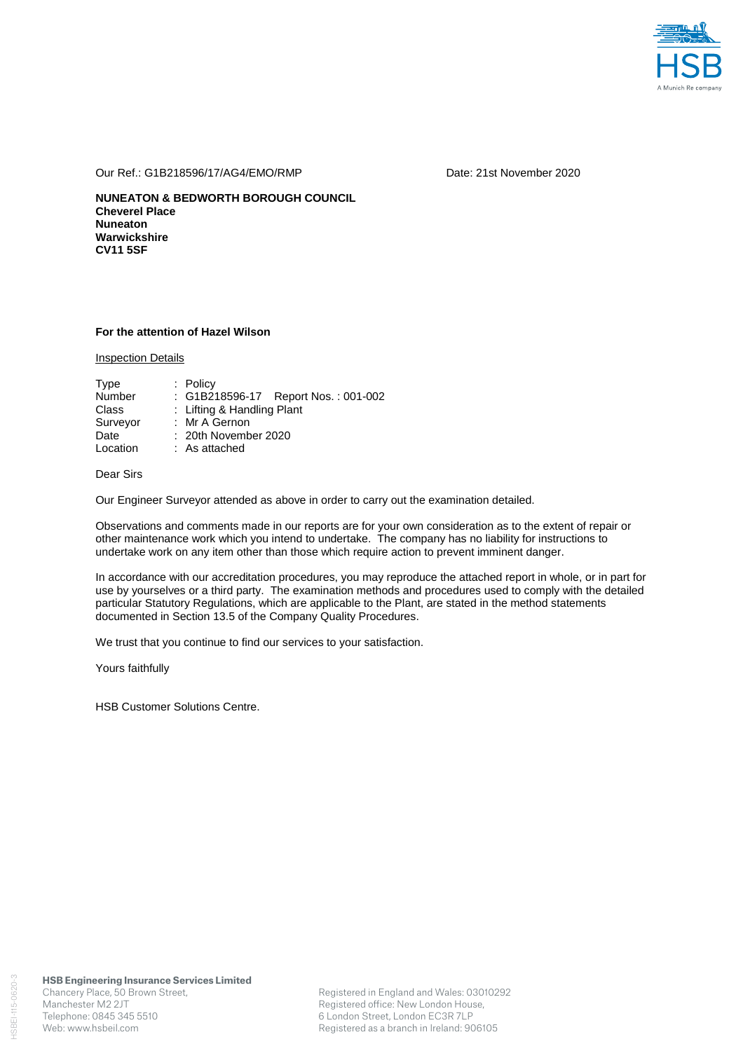Our Ref.: G1B218596/17/AG4/EMO/RMP

Date: 21st November 2020

**NUNEATON & BEDWORTH BOROUGH COUNCIL**
**Cheverel Place**
**Nuneaton**
**Warwickshire**
**CV11 5SF**

**For the attention of Hazel Wilson**

Inspection Details

| | |
|---|---|
| Type | : Policy |
| Number | : G1B218596-17 Report Nos. : 001-002 |
| Class | : Lifting & Handling Plant |
| Surveyor | : Mr A Gernon |
| Date | : 20th November 2020 |
| Location | : As attached |

Dear Sirs

Our Engineer Surveyor attended as above in order to carry out the examination detailed.

Observations and comments made in our reports are for your own consideration as to the extent of repair or other maintenance work which you intend to undertake. The company has no liability for instructions to undertake work on any item other than those which require action to prevent imminent danger.

In accordance with our accreditation procedures, you may reproduce the attached report in whole, or in part for use by yourselves or a third party. The examination methods and procedures used to comply with the detailed particular Statutory Regulations, which are applicable to the Plant, are stated in the method statements documented in Section 13.5 of the Company Quality Procedures.

We trust that you continue to find our services to your satisfaction.

Yours faithfully

HSB Customer Solutions Centre.

**HSB Engineering Insurance Services Limited**
Chancery Place, 50 Brown Street,
Manchester M2 2JT
Telephone: 0845 345 5510
Web: www.hsbeil.com

Registered in England and Wales: 03010292
Registered office: New London House,
6 London Street, London EC3R 7LP
Registered as a branch in Ireland: 906105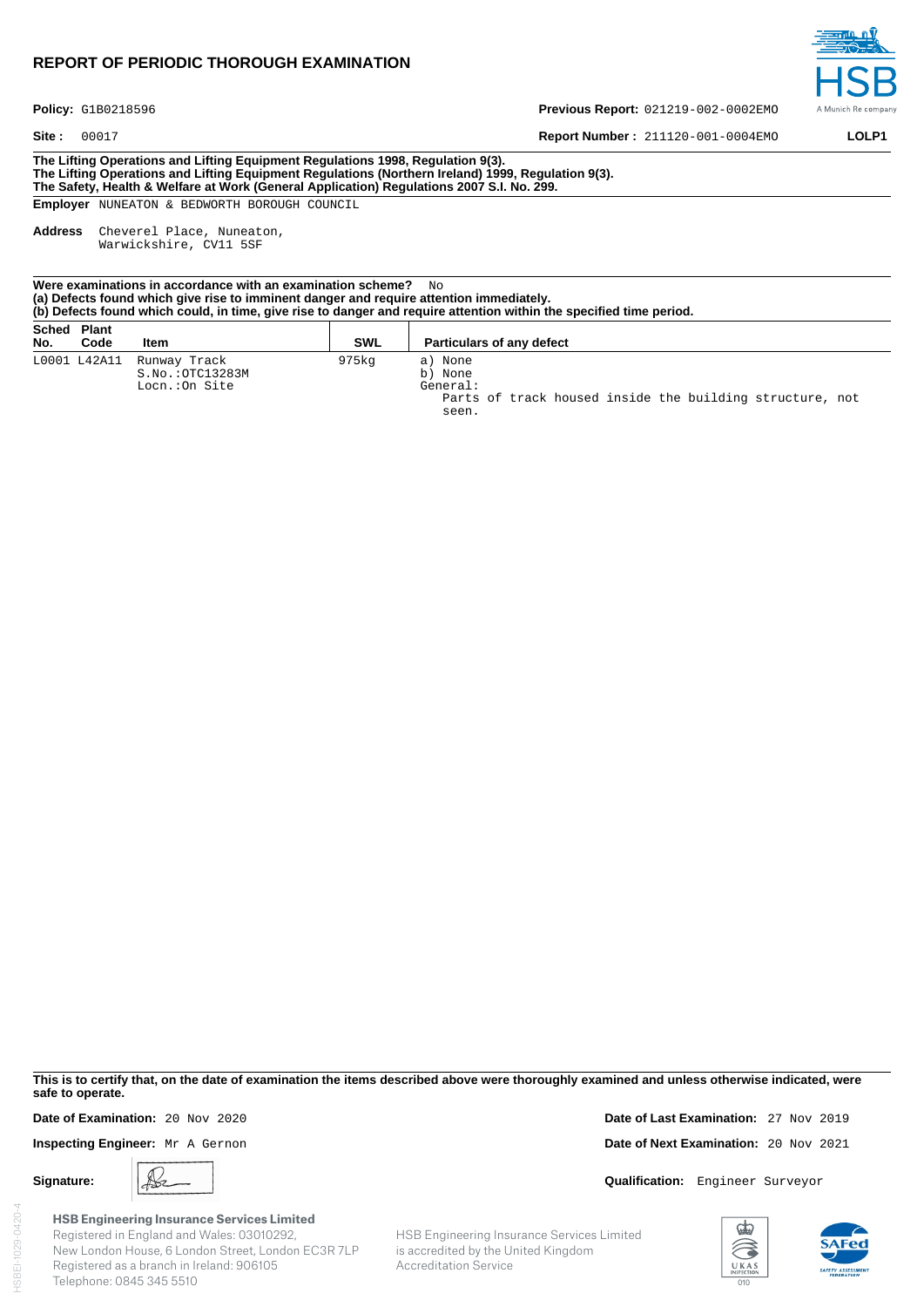# REPORT OF PERIODIC THOROUGH EXAMINATION

**Policy:** G1B0218596

**Previous Report:** 021219-002-0002EMO

**Site :** 00017

**Report Number :** 211120-001-0004EMO

**LOLP1**

**The Lifting Operations and Lifting Equipment Regulations 1998, Regulation 9(3).**
**The Lifting Operations and Lifting Equipment Regulations (Northern Ireland) 1999, Regulation 9(3).**
**The Safety, Health & Welfare at Work (General Application) Regulations 2007 S.I. No. 299.**

**Employer** NUNEATON & BEDWORTH BOROUGH COUNCIL

**Address** Cheverel Place, Nuneaton,
Warwickshire, CV11 5SF

**Were examinations in accordance with an examination scheme?** No
**(a) Defects found which give rise to imminent danger and require attention immediately.**
**(b) Defects found which could, in time, give rise to danger and require attention within the specified time period.**

| Sched No. | Plant Code | Item | SWL | Particulars of any defect |
|---|---|---|---|---|
| L0001 | L42A11 | Runway Track<br>S.No.:OTC13283M<br>Locn.:On Site | 975kg | a) None<br>b) None<br>General:<br>Parts of track housed inside the building structure, not seen. |

**This is to certify that, on the date of examination the items described above were thoroughly examined and unless otherwise indicated, were safe to operate.**

**Date of Examination:** 20 Nov 2020

**Date of Last Examination:** 27 Nov 2019

**Inspecting Engineer:** Mr A Gernon

**Date of Next Examination:** 20 Nov 2021

**Signature:**

**Qualification:** Engineer Surveyor

**HSB Engineering Insurance Services Limited**
Registered in England and Wales: 03010292,
New London House, 6 London Street, London EC3R 7LP
Registered as a branch in Ireland: 906105
Telephone: 0845 345 5510

HSB Engineering Insurance Services Limited is accredited by the United Kingdom Accreditation Service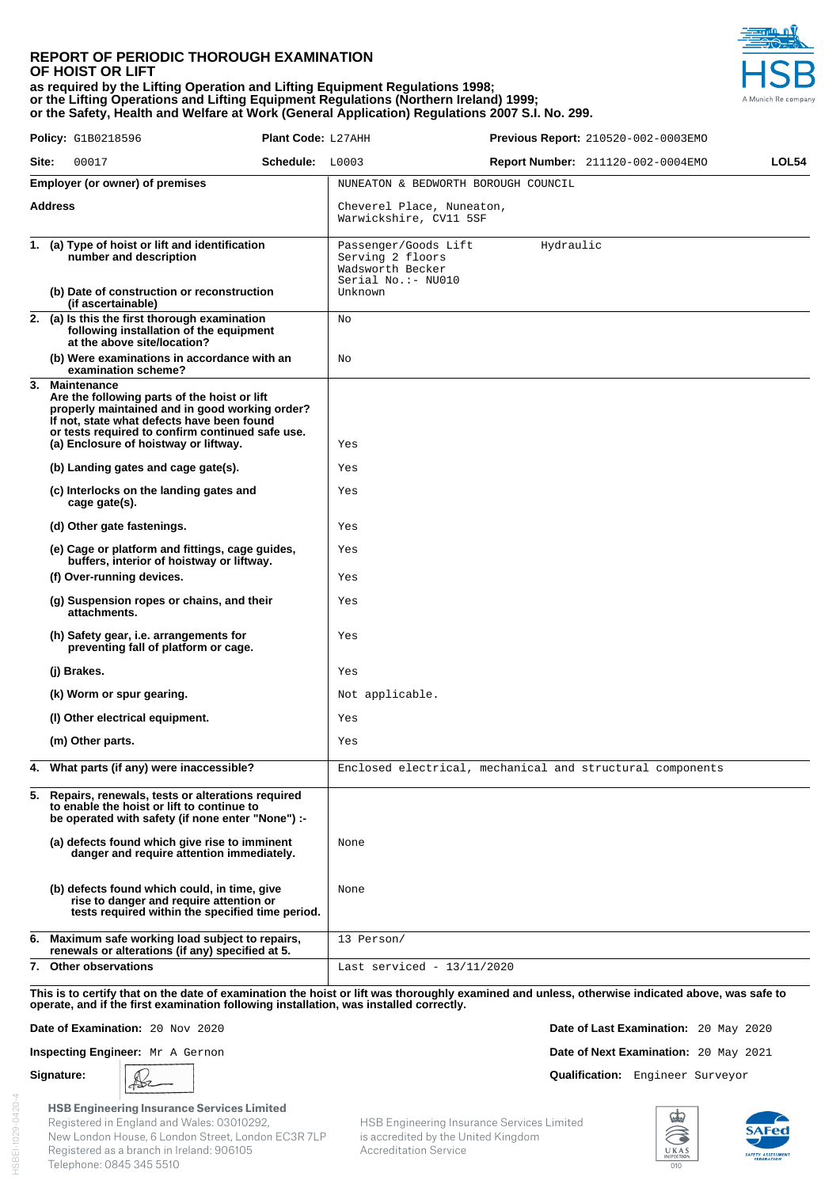# REPORT OF PERIODIC THOROUGH EXAMINATION OF HOIST OR LIFT

**as required by the Lifting Operation and Lifting Equipment Regulations 1998; or the Lifting Operations and Lifting Equipment Regulations (Northern Ireland) 1999; or the Safety, Health and Welfare at Work (General Application) Regulations 2007 S.I. No. 299.**

HSB
A Munich Re company

| | | |
|---|---|---|
| **Policy:** G1B0218596 | **Plant Code:** L27AHH | **Previous Report:** 210520-002-0003EMO |
| **Site:** 00017 | **Schedule:** L0003 | **Report Number:** 211120-002-0004EMO **LOL54** |

| | |
|---|---|
| **Employer (or owner) of premises** | NUNEATON & BEDWORTH BOROUGH COUNCIL |
| **Address** | Cheverel Place, Nuneaton, Warwickshire, CV11 5SF |
| **1. (a) Type of hoist or lift and identification number and description** | Passenger/Goods Lift Hydraulic<br>Serving 2 floors<br>Wadsworth Becker<br>Serial No.:- NU010 |
| **(b) Date of construction or reconstruction (if ascertainable)** | Unknown |
| **2. (a) Is this the first thorough examination following installation of the equipment at the above site/location?** | No |
| **(b) Were examinations in accordance with an examination scheme?** | No |
| **3. Maintenance** Are the following parts of the hoist or lift properly maintained and in good working order? If not, state what defects have been found or tests required to confirm continued safe use. **(a) Enclosure of hoistway or liftway.** | Yes |
| **(b) Landing gates and cage gate(s).** | Yes |
| **(c) Interlocks on the landing gates and cage gate(s).** | Yes |
| **(d) Other gate fastenings.** | Yes |
| **(e) Cage or platform and fittings, cage guides, buffers, interior of hoistway or liftway.** | Yes |
| **(f) Over-running devices.** | Yes |
| **(g) Suspension ropes or chains, and their attachments.** | Yes |
| **(h) Safety gear, i.e. arrangements for preventing fall of platform or cage.** | Yes |
| **(j) Brakes.** | Yes |
| **(k) Worm or spur gearing.** | Not applicable. |
| **(l) Other electrical equipment.** | Yes |
| **(m) Other parts.** | Yes |
| **4. What parts (if any) were inaccessible?** | Enclosed electrical, mechanical and structural components |
| **5. Repairs, renewals, tests or alterations required to enable the hoist or lift to continue to be operated with safety (if none enter "None") :-** | |
| **(a) defects found which give rise to imminent danger and require attention immediately.** | None |
| **(b) defects found which could, in time, give rise to danger and require attention or tests required within the specified time period.** | None |
| **6. Maximum safe working load subject to repairs, renewals or alterations (if any) specified at 5.** | 13 Person/ |
| **7. Other observations** | Last serviced - 13/11/2020 |

**This is to certify that on the date of examination the hoist or lift was thoroughly examined and unless, otherwise indicated above, was safe to operate, and if the first examination following installation, was installed correctly.**

**Date of Examination:** 20 Nov 2020
**Date of Last Examination:** 20 May 2020

**Inspecting Engineer:** Mr A Gernon
**Date of Next Examination:** 20 May 2021

**Signature:** [signature]
**Qualification:** Engineer Surveyor

**HSB Engineering Insurance Services Limited**
Registered in England and Wales: 03010292,
New London House, 6 London Street, London EC3R 7LP
Registered as a branch in Ireland: 906105
Telephone: 0845 345 5510

HSB Engineering Insurance Services Limited is accredited by the United Kingdom Accreditation Service

UKAS INSPECTION 010

SAFed SAFETY ASSESSMENT FEDERATION

HSBEI-1029-0420-4